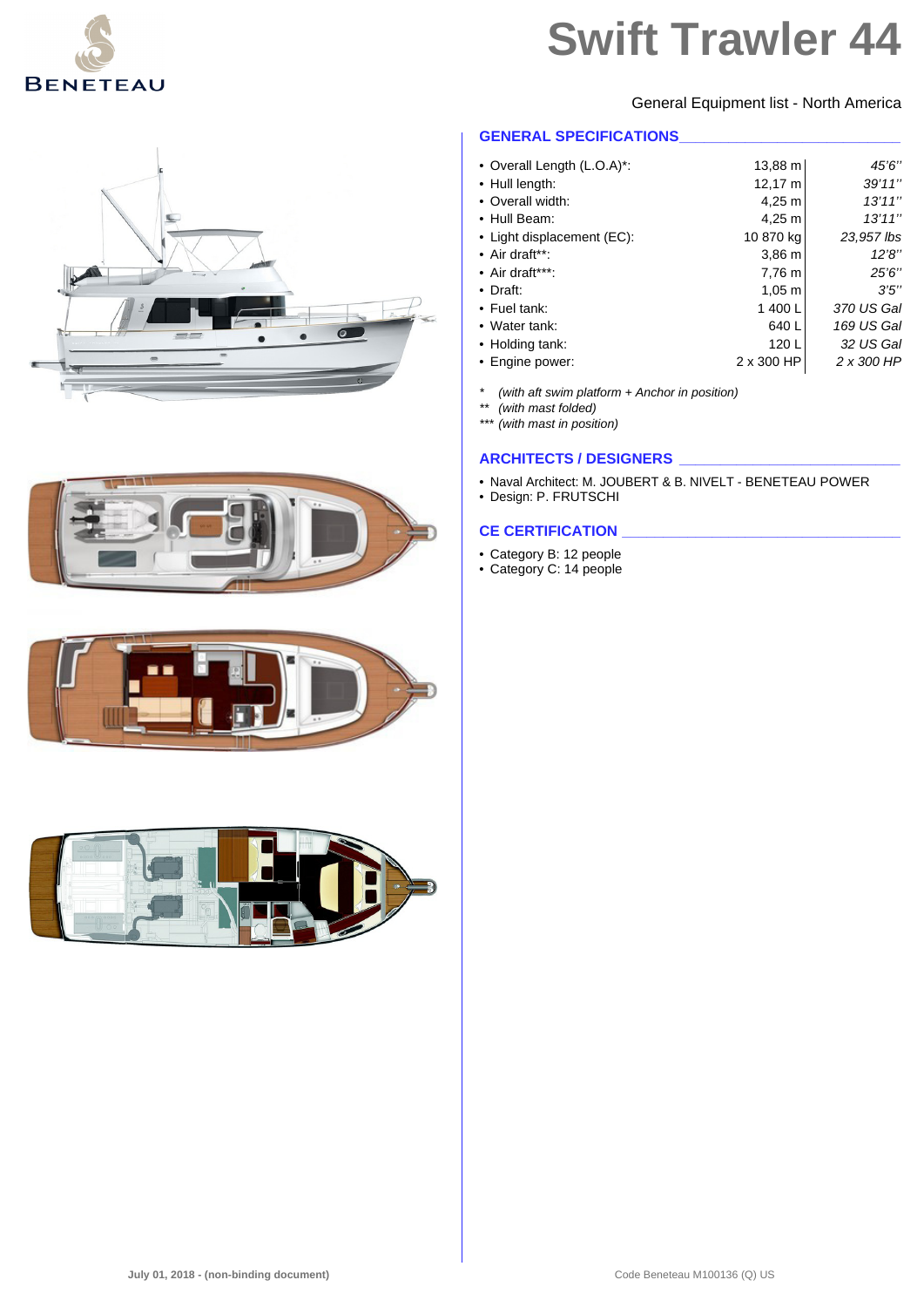# Swift Trawler 44

General Equipment list - North America

## GENERAL SPECIFICATIONS

| | | |
|---|---|---|
| • Overall Length (L.O.A)*: | 13,88 m | *45'6''* |
| • Hull length: | 12,17 m | *39'11''* |
| • Overall width: | 4,25 m | *13'11''* |
| • Hull Beam: | 4,25 m | *13'11''* |
| • Light displacement (EC): | 10 870 kg | *23,957 lbs* |
| • Air draft**: | 3,86 m | *12'8''* |
| • Air draft***: | 7,76 m | *25'6''* |
| • Draft: | 1,05 m | *3'5''* |
| • Fuel tank: | 1 400 L | *370 US Gal* |
| • Water tank: | 640 L | *169 US Gal* |
| • Holding tank: | 120 L | *32 US Gal* |
| • Engine power: | 2 x 300 HP | *2 x 300 HP* |

\* *(with aft swim platform + Anchor in position)*
\** *(with mast folded)*
\*** *(with mast in position)*

## ARCHITECTS / DESIGNERS

- Naval Architect: M. JOUBERT & B. NIVELT - BENETEAU POWER
- Design: P. FRUTSCHI

## CE CERTIFICATION

- Category B: 12 people
- Category C: 14 people

**July 01, 2018 - (non-binding document)**

Code Beneteau M100136 (Q) US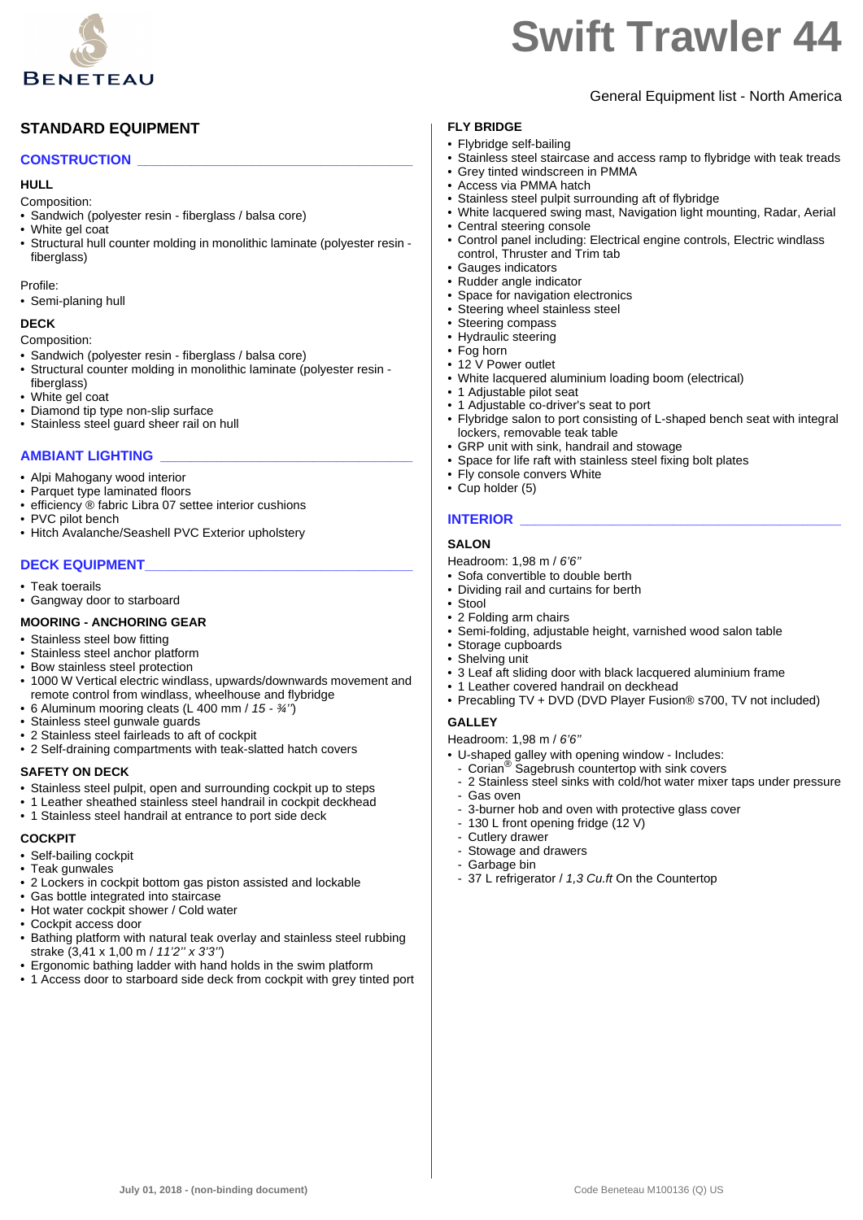# Swift Trawler 44

General Equipment list - North America

## STANDARD EQUIPMENT

### CONSTRUCTION

#### HULL

Composition:

- Sandwich (polyester resin - fiberglass / balsa core)
- White gel coat
- Structural hull counter molding in monolithic laminate (polyester resin - fiberglass)

Profile:

- Semi-planing hull

#### DECK

Composition:

- Sandwich (polyester resin - fiberglass / balsa core)
- Structural counter molding in monolithic laminate (polyester resin - fiberglass)
- White gel coat
- Diamond tip type non-slip surface
- Stainless steel guard sheer rail on hull

### AMBIANT LIGHTING

- Alpi Mahogany wood interior
- Parquet type laminated floors
- efficiency ® fabric Libra 07 settee interior cushions
- PVC pilot bench
- Hitch Avalanche/Seashell PVC Exterior upholstery

### DECK EQUIPMENT

- Teak toerails
- Gangway door to starboard

#### MOORING - ANCHORING GEAR

- Stainless steel bow fitting
- Stainless steel anchor platform
- Bow stainless steel protection
- 1000 W Vertical electric windlass, upwards/downwards movement and remote control from windlass, wheelhouse and flybridge
- 6 Aluminum mooring cleats (L 400 mm / *15 - ¾''*)
- Stainless steel gunwale guards
- 2 Stainless steel fairleads to aft of cockpit
- 2 Self-draining compartments with teak-slatted hatch covers

#### SAFETY ON DECK

- Stainless steel pulpit, open and surrounding cockpit up to steps
- 1 Leather sheathed stainless steel handrail in cockpit deckhead
- 1 Stainless steel handrail at entrance to port side deck

#### COCKPIT

- Self-bailing cockpit
- Teak gunwales
- 2 Lockers in cockpit bottom gas piston assisted and lockable
- Gas bottle integrated into staircase
- Hot water cockpit shower / Cold water
- Cockpit access door
- Bathing platform with natural teak overlay and stainless steel rubbing strake (3,41 x 1,00 m / *11'2'' x 3'3''*)
- Ergonomic bathing ladder with hand holds in the swim platform
- 1 Access door to starboard side deck from cockpit with grey tinted port

#### FLY BRIDGE

- Flybridge self-bailing
- Stainless steel staircase and access ramp to flybridge with teak treads
- Grey tinted windscreen in PMMA
- Access via PMMA hatch
- Stainless steel pulpit surrounding aft of flybridge
- White lacquered swing mast, Navigation light mounting, Radar, Aerial
- Central steering console
- Control panel including: Electrical engine controls, Electric windlass control, Thruster and Trim tab
- Gauges indicators
- Rudder angle indicator
- Space for navigation electronics
- Steering wheel stainless steel
- Steering compass
- Hydraulic steering
- Fog horn
- 12 V Power outlet
- White lacquered aluminium loading boom (electrical)
- 1 Adjustable pilot seat
- 1 Adjustable co-driver's seat to port
- Flybridge salon to port consisting of L-shaped bench seat with integral lockers, removable teak table
- GRP unit with sink, handrail and stowage
- Space for life raft with stainless steel fixing bolt plates
- Fly console convers White
- Cup holder (5)

### INTERIOR

#### SALON

Headroom: 1,98 m / *6'6''*

- Sofa convertible to double berth
- Dividing rail and curtains for berth
- Stool
- 2 Folding arm chairs
- Semi-folding, adjustable height, varnished wood salon table
- Storage cupboards
- Shelving unit
- 3 Leaf aft sliding door with black lacquered aluminium frame
- 1 Leather covered handrail on deckhead
- Precabling TV + DVD (DVD Player Fusion® s700, TV not included)

#### GALLEY

Headroom: 1,98 m / *6'6''*

- U-shaped galley with opening window - Includes:
  - Corian® Sagebrush countertop with sink covers
  - 2 Stainless steel sinks with cold/hot water mixer taps under pressure
  - Gas oven
  - 3-burner hob and oven with protective glass cover
  - 130 L front opening fridge (12 V)
  - Cutlery drawer
  - Stowage and drawers
  - Garbage bin
  - 37 L refrigerator / *1,3 Cu.ft* On the Countertop

July 01, 2018 - (non-binding document)

Code Beneteau M100136 (Q) US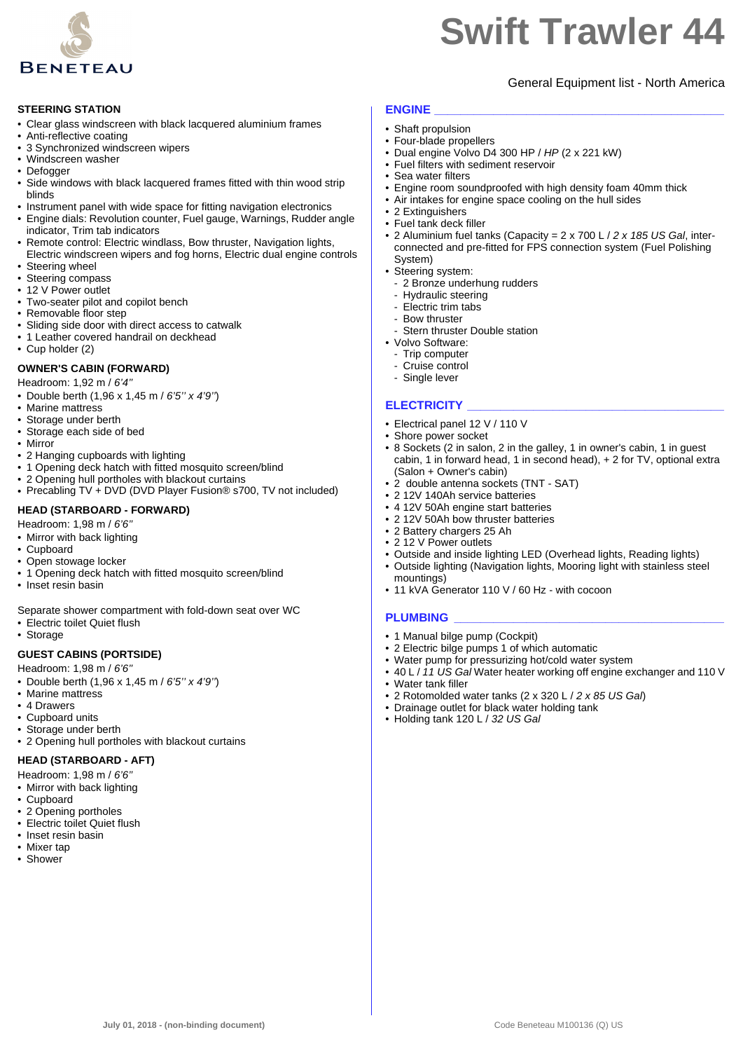# Swift Trawler 44

General Equipment list - North America

## STEERING STATION

- Clear glass windscreen with black lacquered aluminium frames
- Anti-reflective coating
- 3 Synchronized windscreen wipers
- Windscreen washer
- Defogger
- Side windows with black lacquered frames fitted with thin wood strip blinds
- Instrument panel with wide space for fitting navigation electronics
- Engine dials: Revolution counter, Fuel gauge, Warnings, Rudder angle indicator, Trim tab indicators
- Remote control: Electric windlass, Bow thruster, Navigation lights, Electric windscreen wipers and fog horns, Electric dual engine controls
- Steering wheel
- Steering compass
- 12 V Power outlet
- Two-seater pilot and copilot bench
- Removable floor step
- Sliding side door with direct access to catwalk
- 1 Leather covered handrail on deckhead
- Cup holder (2)

## OWNER'S CABIN (FORWARD)

Headroom: 1,92 m / *6'4"*

- Double berth (1,96 x 1,45 m / *6'5'' x 4'9''*)
- Marine mattress
- Storage under berth
- Storage each side of bed
- Mirror
- 2 Hanging cupboards with lighting
- 1 Opening deck hatch with fitted mosquito screen/blind
- 2 Opening hull portholes with blackout curtains
- Precabling TV + DVD (DVD Player Fusion® s700, TV not included)

## HEAD (STARBOARD - FORWARD)

Headroom: 1,98 m / *6'6"*

- Mirror with back lighting
- Cupboard
- Open stowage locker
- 1 Opening deck hatch with fitted mosquito screen/blind
- Inset resin basin

Separate shower compartment with fold-down seat over WC

- Electric toilet Quiet flush
- Storage

## GUEST CABINS (PORTSIDE)

Headroom: 1,98 m / *6'6"*

- Double berth (1,96 x 1,45 m / *6'5'' x 4'9''*)
- Marine mattress
- 4 Drawers
- Cupboard units
- Storage under berth
- 2 Opening hull portholes with blackout curtains

## HEAD (STARBOARD - AFT)

Headroom: 1,98 m / *6'6"*

- Mirror with back lighting
- Cupboard
- 2 Opening portholes
- Electric toilet Quiet flush
- Inset resin basin
- Mixer tap
- Shower

## ENGINE

- Shaft propulsion
- Four-blade propellers
- Dual engine Volvo D4 300 HP / *HP* (2 x 221 kW)
- Fuel filters with sediment reservoir
- Sea water filters
- Engine room soundproofed with high density foam 40mm thick
- Air intakes for engine space cooling on the hull sides
- 2 Extinguishers
- Fuel tank deck filler
- 2 Aluminium fuel tanks (Capacity = 2 x 700 L / *2 x 185 US Gal*, inter-connected and pre-fitted for FPS connection system (Fuel Polishing System)
- Steering system:
  - 2 Bronze underhung rudders
  - Hydraulic steering
  - Electric trim tabs
  - Bow thruster
  - Stern thruster Double station
- Volvo Software:
  - Trip computer
  - Cruise control
  - Single lever

## ELECTRICITY

- Electrical panel 12 V / 110 V
- Shore power socket
- 8 Sockets (2 in salon, 2 in the galley, 1 in owner's cabin, 1 in guest cabin, 1 in forward head, 1 in second head), + 2 for TV, optional extra (Salon + Owner's cabin)
- 2 double antenna sockets (TNT - SAT)
- 2 12V 140Ah service batteries
- 4 12V 50Ah engine start batteries
- 2 12V 50Ah bow thruster batteries
- 2 Battery chargers 25 Ah
- 2 12 V Power outlets
- Outside and inside lighting LED (Overhead lights, Reading lights)
- Outside lighting (Navigation lights, Mooring light with stainless steel mountings)
- 11 kVA Generator 110 V / 60 Hz - with cocoon

## PLUMBING

- 1 Manual bilge pump (Cockpit)
- 2 Electric bilge pumps 1 of which automatic
- Water pump for pressurizing hot/cold water system
- 40 L / *11 US Gal* Water heater working off engine exchanger and 110 V
- Water tank filler
- 2 Rotomolded water tanks (2 x 320 L / *2 x 85 US Gal*)
- Drainage outlet for black water holding tank
- Holding tank 120 L / *32 US Gal*

July 01, 2018 - (non-binding document)

Code Beneteau M100136 (Q) US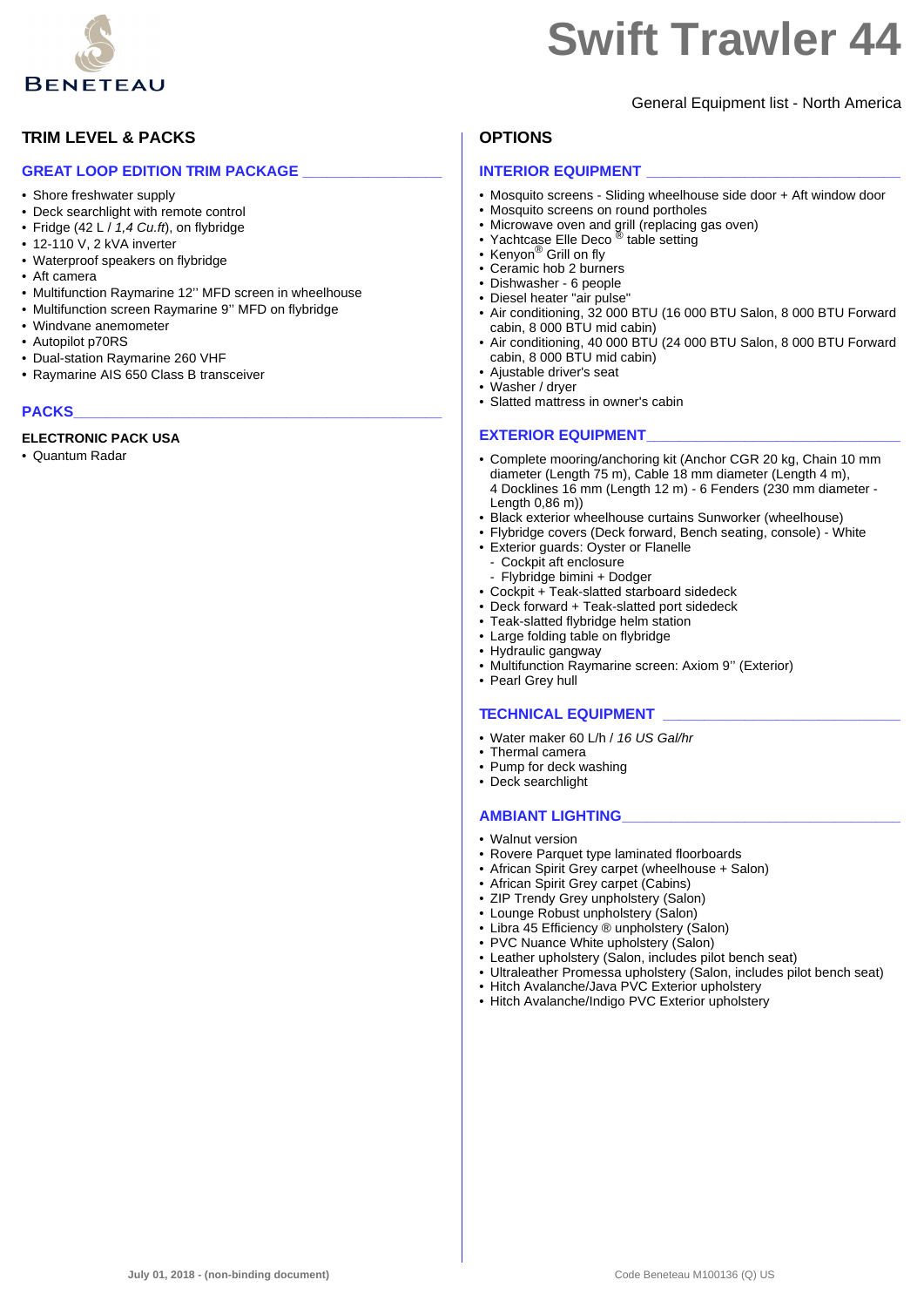# Swift Trawler 44

General Equipment list - North America

## TRIM LEVEL & PACKS

### GREAT LOOP EDITION TRIM PACKAGE

- Shore freshwater supply
- Deck searchlight with remote control
- Fridge (42 L / *1,4 Cu.ft*), on flybridge
- 12-110 V, 2 kVA inverter
- Waterproof speakers on flybridge
- Aft camera
- Multifunction Raymarine 12'' MFD screen in wheelhouse
- Multifunction screen Raymarine 9'' MFD on flybridge
- Windvane anemometer
- Autopilot p70RS
- Dual-station Raymarine 260 VHF
- Raymarine AIS 650 Class B transceiver

### PACKS

**ELECTRONIC PACK USA**

- Quantum Radar

## OPTIONS

### INTERIOR EQUIPMENT

- Mosquito screens - Sliding wheelhouse side door + Aft window door
- Mosquito screens on round portholes
- Microwave oven and grill (replacing gas oven)
- Yachtcase Elle Deco ® table setting
- Kenyon® Grill on fly
- Ceramic hob 2 burners
- Dishwasher - 6 people
- Diesel heater "air pulse"
- Air conditioning, 32 000 BTU (16 000 BTU Salon, 8 000 BTU Forward cabin, 8 000 BTU mid cabin)
- Air conditioning, 40 000 BTU (24 000 BTU Salon, 8 000 BTU Forward cabin, 8 000 BTU mid cabin)
- Ajustable driver's seat
- Washer / dryer
- Slatted mattress in owner's cabin

### EXTERIOR EQUIPMENT

- Complete mooring/anchoring kit (Anchor CGR 20 kg, Chain 10 mm diameter (Length 75 m), Cable 18 mm diameter (Length 4 m), 4 Docklines 16 mm (Length 12 m) - 6 Fenders (230 mm diameter - Length 0,86 m))
- Black exterior wheelhouse curtains Sunworker (wheelhouse)
- Flybridge covers (Deck forward, Bench seating, console) - White
- Exterior guards: Oyster or Flanelle
  - Cockpit aft enclosure
  - Flybridge bimini + Dodger
- Cockpit + Teak-slatted starboard sidedeck
- Deck forward + Teak-slatted port sidedeck
- Teak-slatted flybridge helm station
- Large folding table on flybridge
- Hydraulic gangway
- Multifunction Raymarine screen: Axiom 9'' (Exterior)
- Pearl Grey hull

### TECHNICAL EQUIPMENT

- Water maker 60 L/h / *16 US Gal/hr*
- Thermal camera
- Pump for deck washing
- Deck searchlight

### AMBIANT LIGHTING

- Walnut version
- Rovere Parquet type laminated floorboards
- African Spirit Grey carpet (wheelhouse + Salon)
- African Spirit Grey carpet (Cabins)
- ZIP Trendy Grey unpholstery (Salon)
- Lounge Robust unpholstery (Salon)
- Libra 45 Efficiency ® unpholstery (Salon)
- PVC Nuance White uplhostery (Salon)
- Leather upholstery (Salon, includes pilot bench seat)
- Ultraleather Promessa upholstery (Salon, includes pilot bench seat)
- Hitch Avalanche/Java PVC Exterior upholstery
- Hitch Avalanche/Indigo PVC Exterior upholstery

**July 01, 2018 - (non-binding document)**

Code Beneteau M100136 (Q) US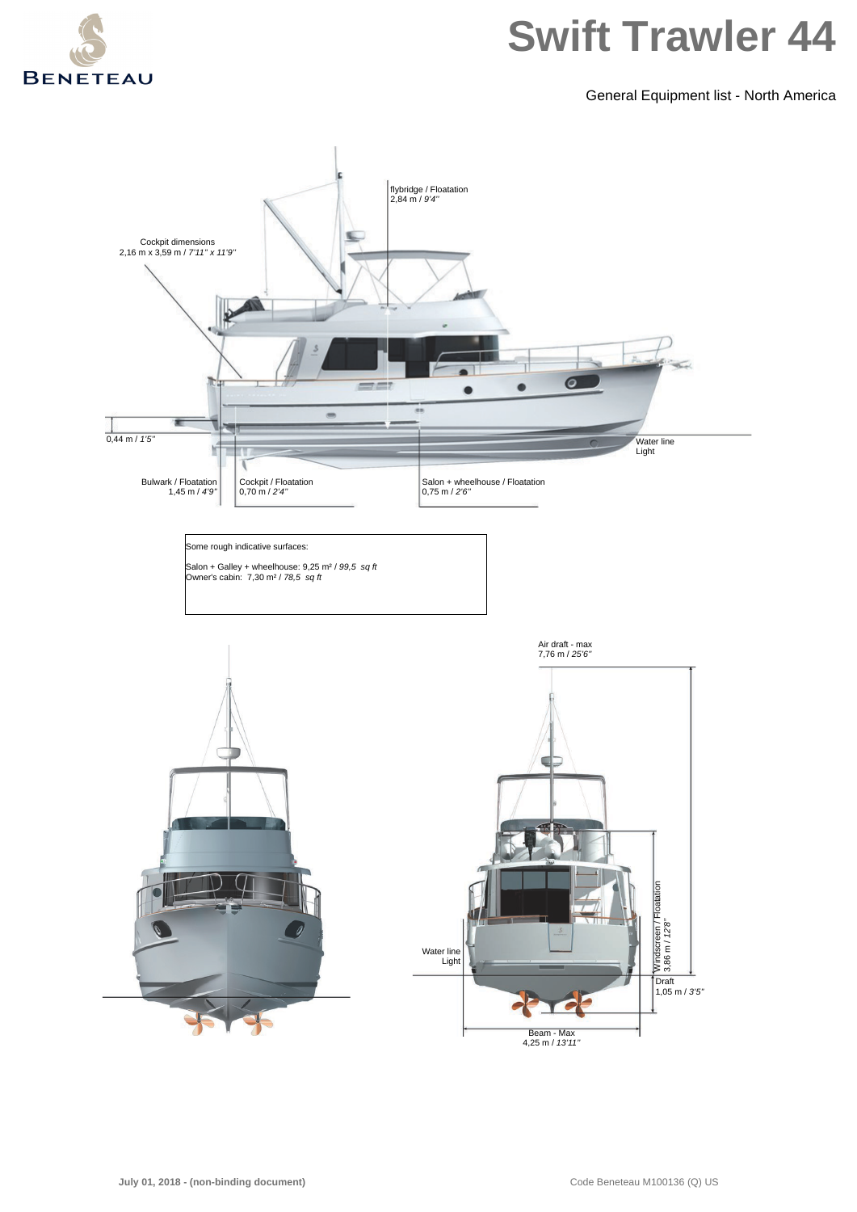# Swift Trawler 44

General Equipment list - North America

flybridge / Floatation
2,84 m / *9'4''*

Cockpit dimensions
2,16 m x 3,59 m / *7'11'' x 11'9''*

0,44 m / *1'5''*

Water line
Light

Bulwark / Floatation
1,45 m / *4'9''*

Cockpit / Floatation
0,70 m / *2'4''*

Salon + wheelhouse / Floatation
0,75 m / *2'6''*

Some rough indicative surfaces:

Salon + Galley + wheelhouse: 9,25 m² / *99,5 sq ft*
Owner's cabin: 7,30 m² / *78,5 sq ft*

Air draft - max
7,76 m / *25'6''*

Windscreen / Floatation
3,86 m / *12'8''*

Water line
Light

Draft
1,05 m / *3'5''*

Beam - Max
4,25 m / *13'11''*

**July 01, 2018 - (non-binding document)**

Code Beneteau M100136 (Q) US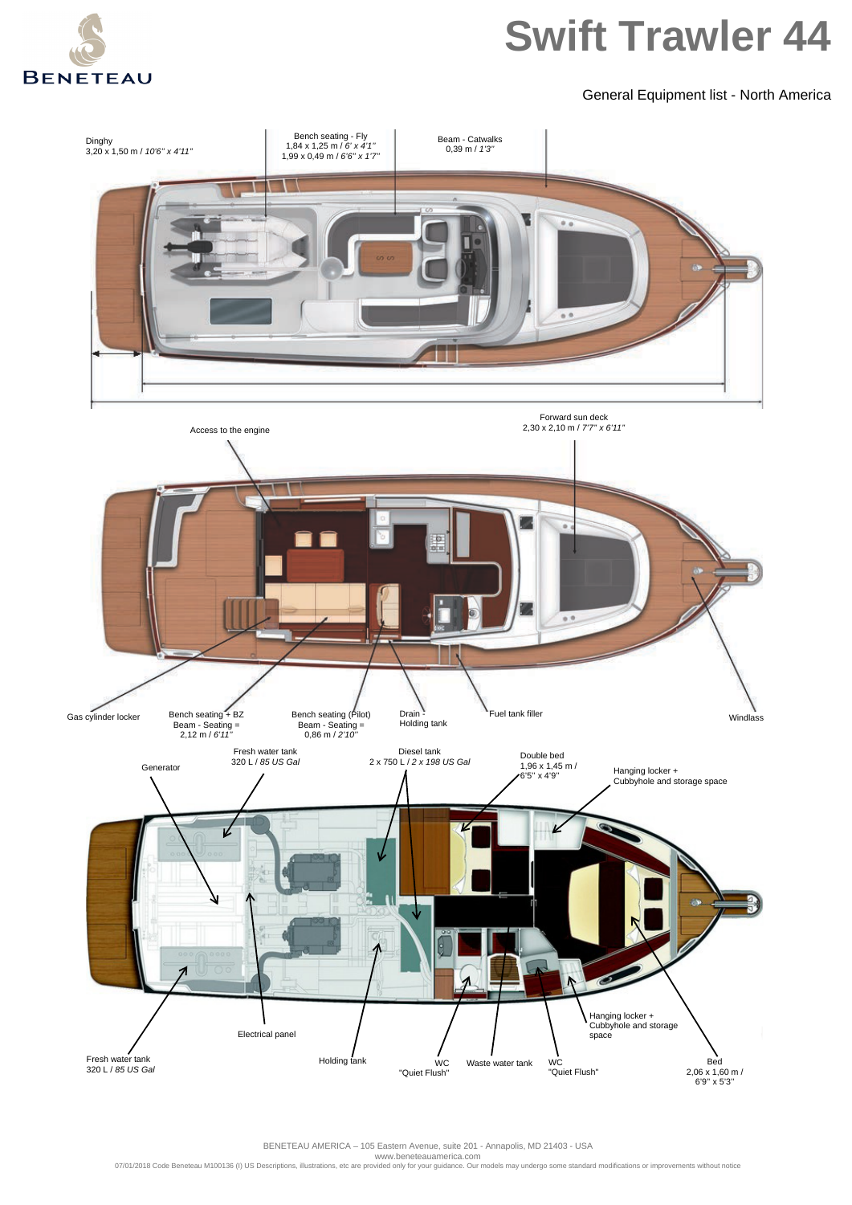# Swift Trawler 44

General Equipment list - North America

Dinghy
3,20 x 1,50 m / *10'6" x 4'11"*

Bench seating - Fly
1,84 x 1,25 m / *6' x 4'1"*
1,99 x 0,49 m / *6'6" x 1'7"*

Beam - Catwalks
0,39 m / *1'3"*

Access to the engine

Forward sun deck
2,30 x 2,10 m / *7'7" x 6'11"*

Gas cylinder locker

Bench seating + BZ
Beam - Seating =
2,12 m / *6'11"*

Bench seating (Pilot)
Beam - Seating =
0,86 m / *2'10"*

Drain -
Holding tank

Fuel tank filler

Windlass

Generator

Fresh water tank
320 L / *85 US Gal*

Diesel tank
2 x 750 L / *2 x 198 US Gal*

Double bed
1,96 x 1,45 m /
6'5" x 4'9"

Hanging locker +
Cubbyhole and storage space

Hanging locker +
Cubbyhole and storage
space

Electrical panel

Fresh water tank
320 L / *85 US Gal*

Holding tank

WC
"Quiet Flush"

Waste water tank

WC
"Quiet Flush"

Bed
2,06 x 1,60 m /
6'9" x 5'3"

BENETEAU AMERICA – 105 Eastern Avenue, suite 201 - Annapolis, MD 21403 - USA
www.beneteauamerica.com
07/01/2018 Code Beneteau M100136 (I) US Descriptions, illustrations, etc are provided only for your guidance. Our models may undergo some standard modifications or improvements without notice